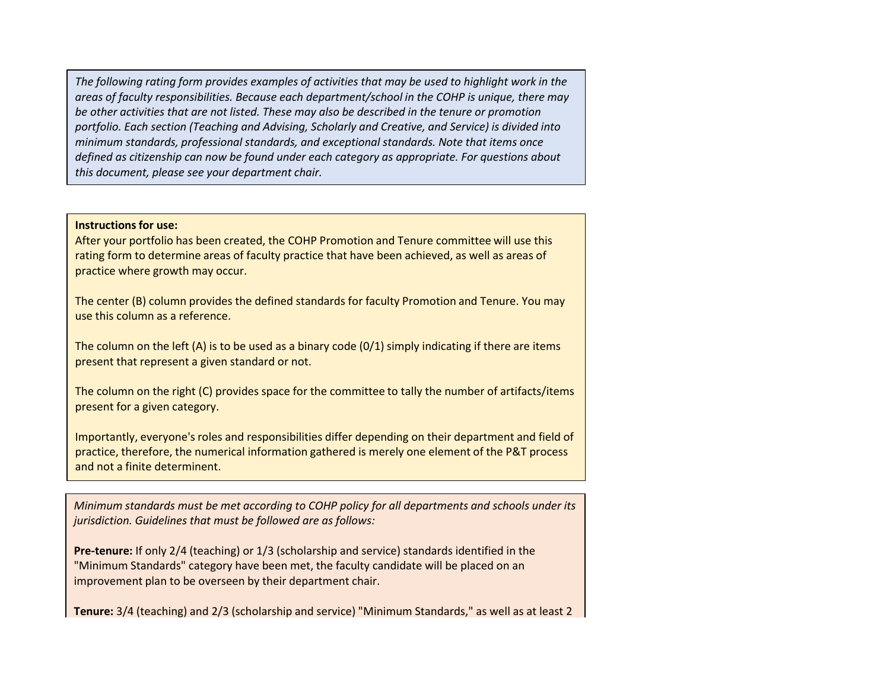*The following rating form provides examples of activities that may be used to highlight work in the areas of faculty responsibilities. Because each department/school in the COHP is unique, there may be other activities that are not listed. These may also be described in the tenure or promotion portfolio. Each section (Teaching and Advising, Scholarly and Creative, and Service) is divided into minimum standards, professional standards, and exceptional standards. Note that items once defined as citizenship can now be found under each category as appropriate. For questions about this document, please see your department chair.*

**Instructions for use:**

After your portfolio has been created, the COHP Promotion and Tenure committee will use this rating form to determine areas of faculty practice that have been achieved, as well as areas of practice where growth may occur.

The center (B) column provides the defined standards for faculty Promotion and Tenure. You may use this column as a reference.

The column on the left (A) is to be used as a binary code (0/1) simply indicating if there are items present that represent a given standard or not.

The column on the right (C) provides space for the committee to tally the number of artifacts/items present for a given category.

Importantly, everyone's roles and responsibilities differ depending on their department and field of practice, therefore, the numerical information gathered is merely one element of the P&T process and not a finite determinent.

*Minimum standards must be met according to COHP policy for all departments and schools under its jurisdiction. Guidelines that must be followed are as follows:*

**Pre-tenure:** If only 2/4 (teaching) or 1/3 (scholarship and service) standards identified in the "Minimum Standards" category have been met, the faculty candidate will be placed on an improvement plan to be overseen by their department chair.

**Tenure:** 3/4 (teaching) and 2/3 (scholarship and service) "Minimum Standards," as well as at least 2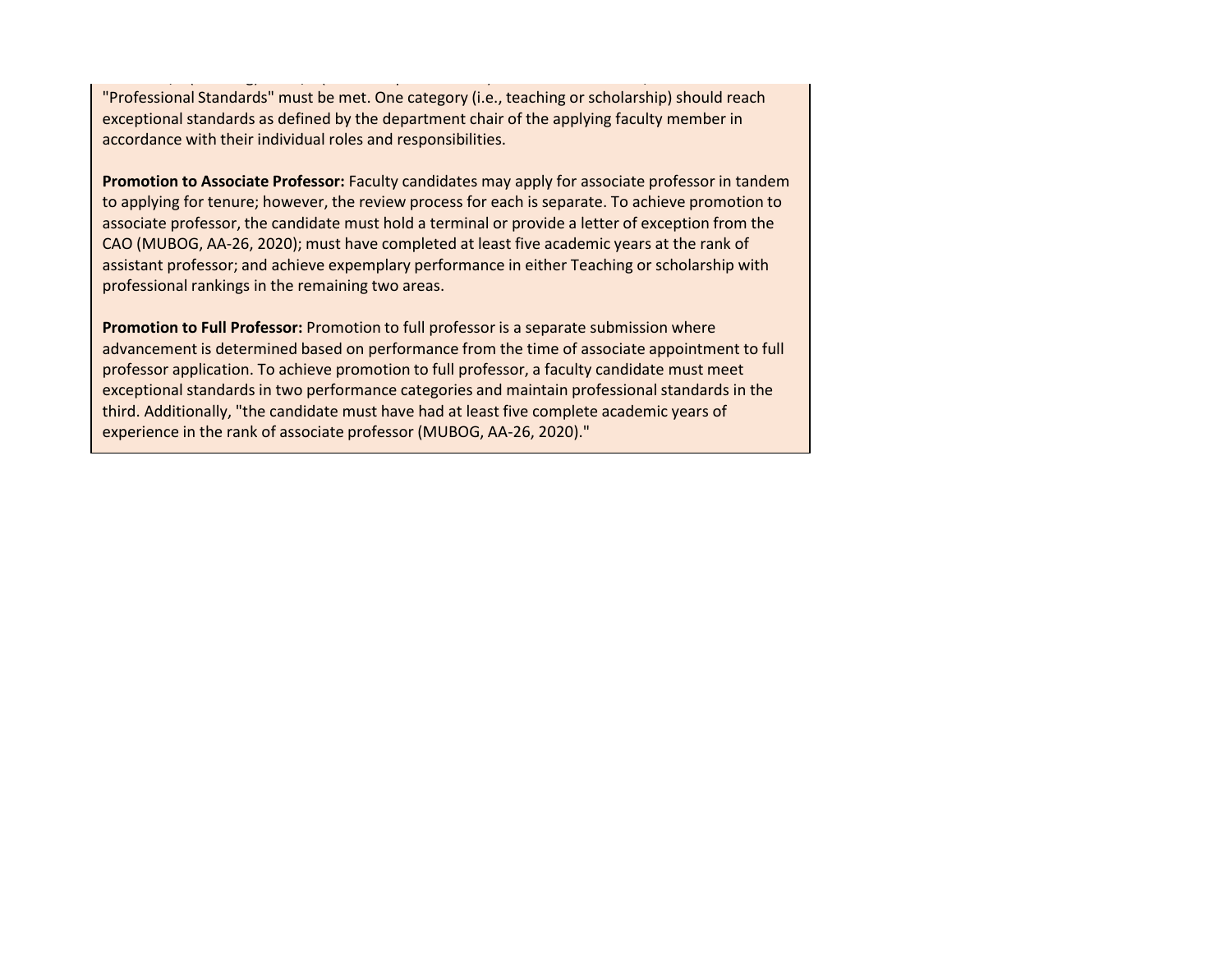"Professional Standards" must be met. One category (i.e., teaching or scholarship) should reach exceptional standards as defined by the department chair of the applying faculty member in accordance with their individual roles and responsibilities.

**Promotion to Associate Professor:** Faculty candidates may apply for associate professor in tandem to applying for tenure; however, the review process for each is separate. To achieve promotion to associate professor, the candidate must hold a terminal or provide a letter of exception from the CAO (MUBOG, AA-26, 2020); must have completed at least five academic years at the rank of assistant professor; and achieve expemplary performance in either Teaching or scholarship with professional rankings in the remaining two areas.

**Promotion to Full Professor:** Promotion to full professor is a separate submission where advancement is determined based on performance from the time of associate appointment to full professor application. To achieve promotion to full professor, a faculty candidate must meet exceptional standards in two performance categories and maintain professional standards in the third. Additionally, "the candidate must have had at least five complete academic years of experience in the rank of associate professor (MUBOG, AA-26, 2020)."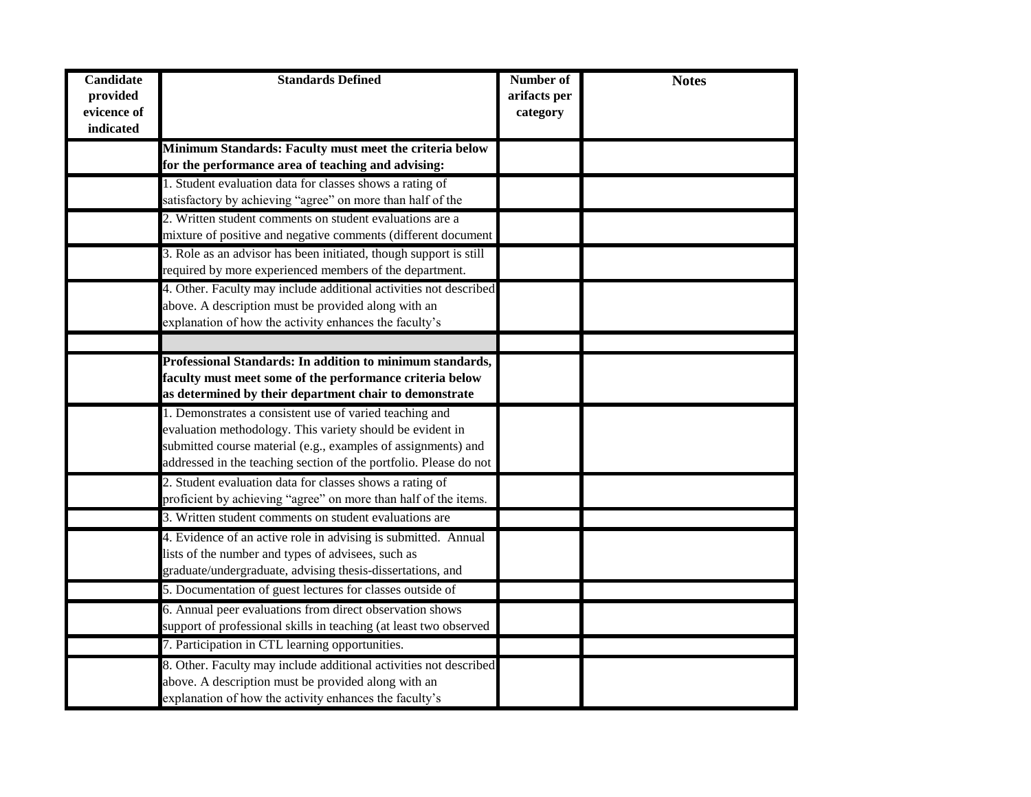| Candidate provided evicence of indicated | Standards Defined | Number of arifacts per category | Notes |
|---|---|---|---|
| | **Minimum Standards: Faculty must meet the criteria below for the performance area of teaching and advising:** | | |
| | 1. Student evaluation data for classes shows a rating of satisfactory by achieving "agree" on more than half of the | | |
| | 2. Written student comments on student evaluations are a mixture of positive and negative comments (different document | | |
| | 3. Role as an advisor has been initiated, though support is still required by more experienced members of the department. | | |
| | 4. Other. Faculty may include additional activities not described above. A description must be provided along with an explanation of how the activity enhances the faculty's | | |
| | | | |
| | **Professional Standards: In addition to minimum standards, faculty must meet some of the performance criteria below as determined by their department chair to demonstrate** | | |
| | 1. Demonstrates a consistent use of varied teaching and evaluation methodology. This variety should be evident in submitted course material (e.g., examples of assignments) and addressed in the teaching section of the portfolio. Please do not | | |
| | 2. Student evaluation data for classes shows a rating of proficient by achieving "agree" on more than half of the items. | | |
| | 3. Written student comments on student evaluations are | | |
| | 4. Evidence of an active role in advising is submitted. Annual lists of the number and types of advisees, such as graduate/undergraduate, advising thesis-dissertations, and | | |
| | 5. Documentation of guest lectures for classes outside of | | |
| | 6. Annual peer evaluations from direct observation shows support of professional skills in teaching (at least two observed | | |
| | 7. Participation in CTL learning opportunities. | | |
| | 8. Other. Faculty may include additional activities not described above. A description must be provided along with an explanation of how the activity enhances the faculty's | | |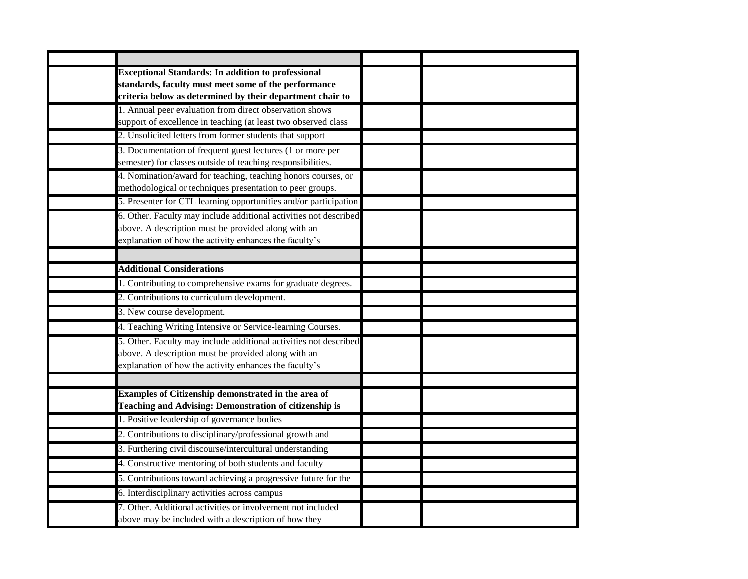| | | | |
|---|---|---|---|
| | | | |
| | **Exceptional Standards: In addition to professional standards, faculty must meet some of the performance criteria below as determined by their department chair to** | | |
| | 1. Annual peer evaluation from direct observation shows support of excellence in teaching (at least two observed class | | |
| | 2. Unsolicited letters from former students that support | | |
| | 3. Documentation of frequent guest lectures (1 or more per semester) for classes outside of teaching responsibilities. | | |
| | 4. Nomination/award for teaching, teaching honors courses, or methodological or techniques presentation to peer groups. | | |
| | 5. Presenter for CTL learning opportunities and/or participation | | |
| | 6. Other. Faculty may include additional activities not described above. A description must be provided along with an explanation of how the activity enhances the faculty's | | |
| | | | |
| | **Additional Considerations** | | |
| | 1. Contributing to comprehensive exams for graduate degrees. | | |
| | 2. Contributions to curriculum development. | | |
| | 3. New course development. | | |
| | 4. Teaching Writing Intensive or Service-learning Courses. | | |
| | 5. Other. Faculty may include additional activities not described above. A description must be provided along with an explanation of how the activity enhances the faculty's | | |
| | | | |
| | **Examples of Citizenship demonstrated in the area of Teaching and Advising: Demonstration of citizenship is** | | |
| | 1. Positive leadership of governance bodies | | |
| | 2. Contributions to disciplinary/professional growth and | | |
| | 3. Furthering civil discourse/intercultural understanding | | |
| | 4. Constructive mentoring of both students and faculty | | |
| | 5. Contributions toward achieving a progressive future for the | | |
| | 6. Interdisciplinary activities across campus | | |
| | 7. Other. Additional activities or involvement not included above may be included with a description of how they | | |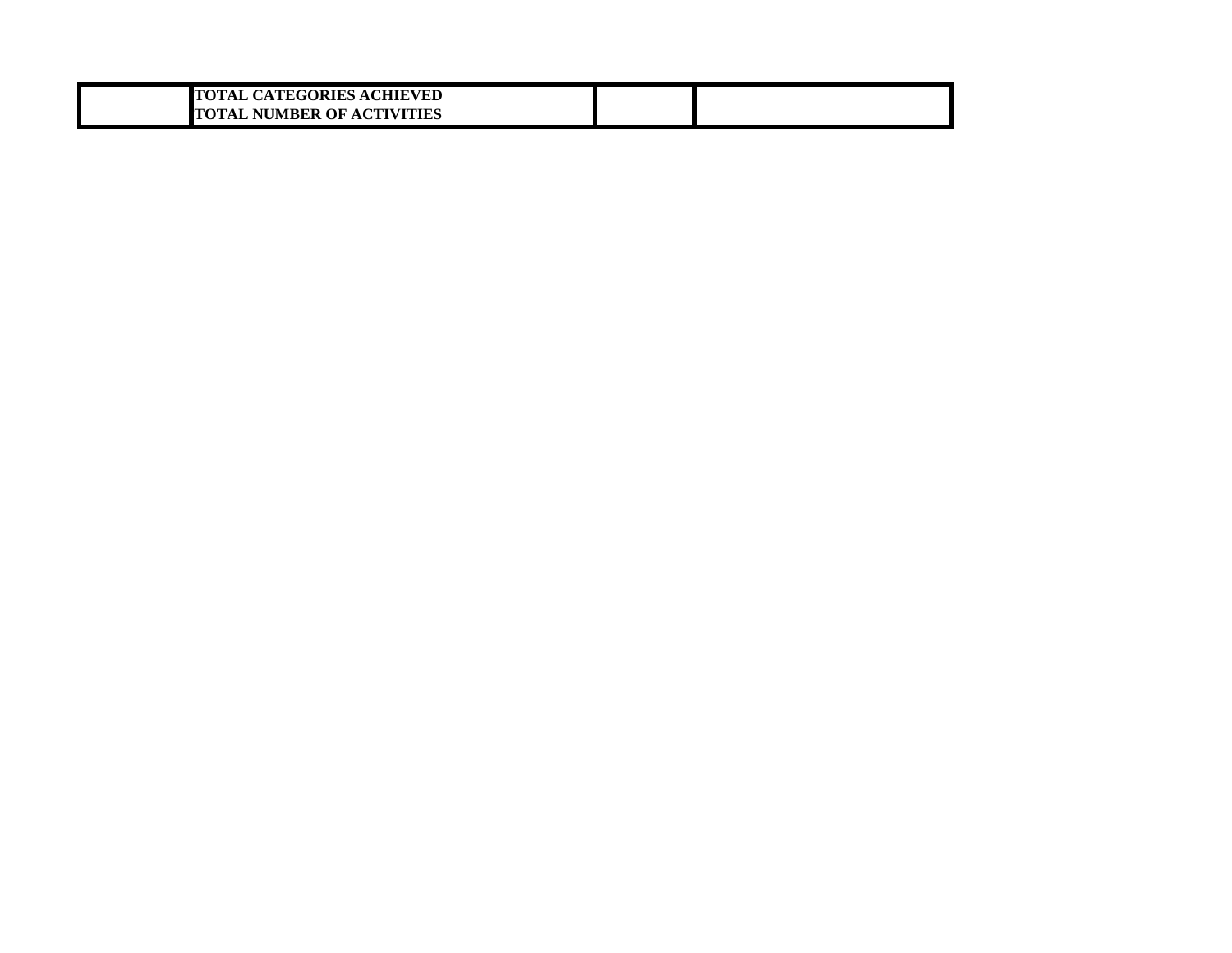|  | TOTAL CATEGORIES ACHIEVED<br>TOTAL NUMBER OF ACTIVITIES |  |  |
|---|---|---|---|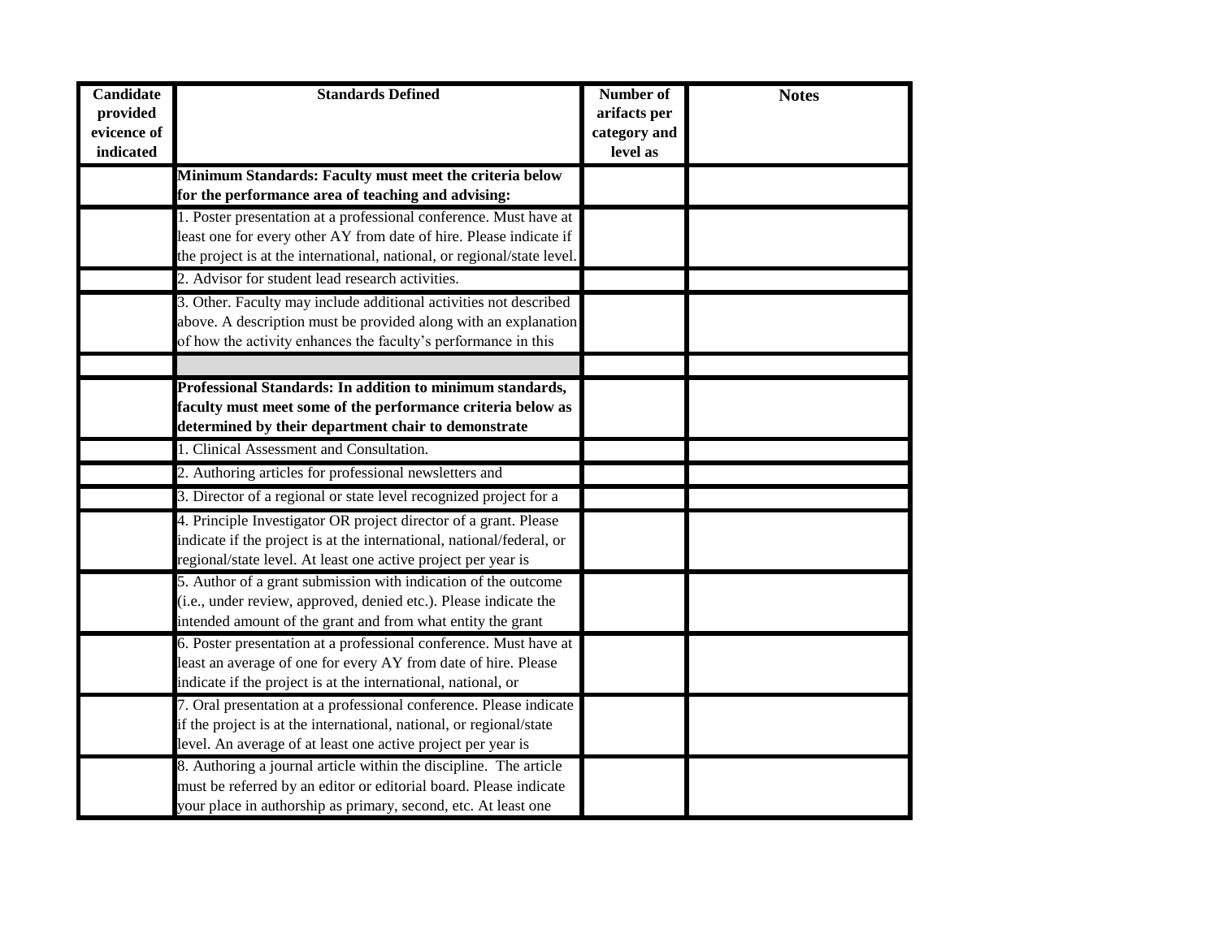| Candidate provided evicence of indicated | Standards Defined | Number of arifacts per category and level as | Notes |
|---|---|---|---|
| | **Minimum Standards: Faculty must meet the criteria below for the performance area of teaching and advising:** | | |
| | 1. Poster presentation at a professional conference. Must have at least one for every other AY from date of hire. Please indicate if the project is at the international, national, or regional/state level. | | |
| | 2. Advisor for student lead research activities. | | |
| | 3. Other. Faculty may include additional activities not described above. A description must be provided along with an explanation of how the activity enhances the faculty's performance in this | | |
| | | | |
| | **Professional Standards: In addition to minimum standards, faculty must meet some of the performance criteria below as determined by their department chair to demonstrate** | | |
| | 1. Clinical Assessment and Consultation. | | |
| | 2. Authoring articles for professional newsletters and | | |
| | 3. Director of a regional or state level recognized project for a | | |
| | 4. Principle Investigator OR project director of a grant. Please indicate if the project is at the international, national/federal, or regional/state level. At least one active project per year is | | |
| | 5. Author of a grant submission with indication of the outcome (i.e., under review, approved, denied etc.). Please indicate the intended amount of the grant and from what entity the grant | | |
| | 6. Poster presentation at a professional conference. Must have at least an average of one for every AY from date of hire. Please indicate if the project is at the international, national, or | | |
| | 7. Oral presentation at a professional conference. Please indicate if the project is at the international, national, or regional/state level. An average of at least one active project per year is | | |
| | 8. Authoring a journal article within the discipline. The article must be referred by an editor or editorial board. Please indicate your place in authorship as primary, second, etc. At least one | | |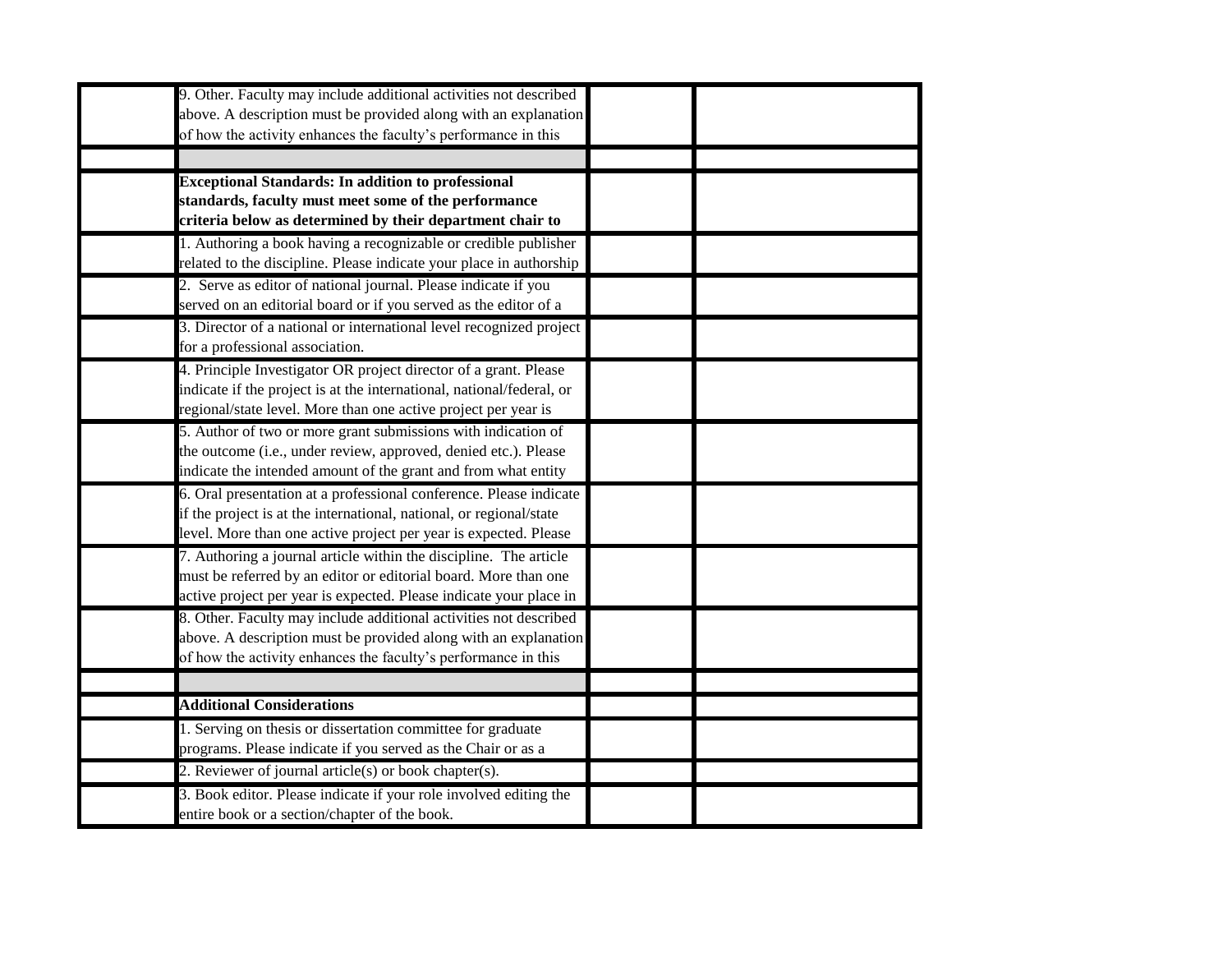| | | | |
|---|---|---|---|
| | 9. Other. Faculty may include additional activities not described above. A description must be provided along with an explanation of how the activity enhances the faculty's performance in this | | |
| | | | |
| | **Exceptional Standards: In addition to professional standards, faculty must meet some of the performance criteria below as determined by their department chair to** | | |
| | 1. Authoring a book having a recognizable or credible publisher related to the discipline. Please indicate your place in authorship | | |
| | 2. Serve as editor of national journal. Please indicate if you served on an editorial board or if you served as the editor of a | | |
| | 3. Director of a national or international level recognized project for a professional association. | | |
| | 4. Principle Investigator OR project director of a grant. Please indicate if the project is at the international, national/federal, or regional/state level. More than one active project per year is | | |
| | 5. Author of two or more grant submissions with indication of the outcome (i.e., under review, approved, denied etc.). Please indicate the intended amount of the grant and from what entity | | |
| | 6. Oral presentation at a professional conference. Please indicate if the project is at the international, national, or regional/state level. More than one active project per year is expected. Please | | |
| | 7. Authoring a journal article within the discipline. The article must be referred by an editor or editorial board. More than one active project per year is expected. Please indicate your place in | | |
| | 8. Other. Faculty may include additional activities not described above. A description must be provided along with an explanation of how the activity enhances the faculty's performance in this | | |
| | | | |
| | **Additional Considerations** | | |
| | 1. Serving on thesis or dissertation committee for graduate programs. Please indicate if you served as the Chair or as a | | |
| | 2. Reviewer of journal article(s) or book chapter(s). | | |
| | 3. Book editor. Please indicate if your role involved editing the entire book or a section/chapter of the book. | | |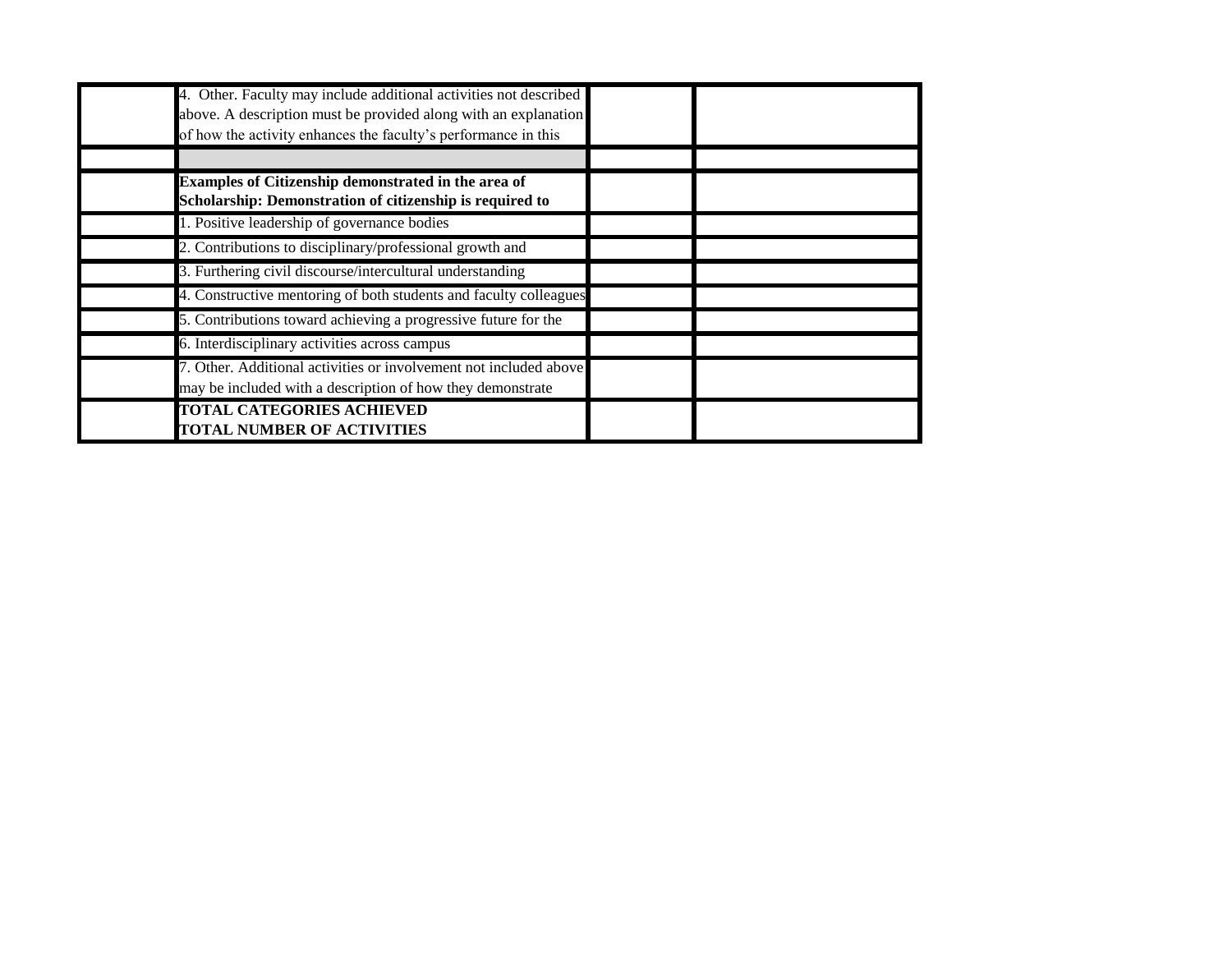| | | | |
|---|---|---|---|
| | 4. Other. Faculty may include additional activities not described above. A description must be provided along with an explanation of how the activity enhances the faculty's performance in this | | |
| | | | |
| | **Examples of Citizenship demonstrated in the area of Scholarship: Demonstration of citizenship is required to** | | |
| | 1. Positive leadership of governance bodies | | |
| | 2. Contributions to disciplinary/professional growth and | | |
| | 3. Furthering civil discourse/intercultural understanding | | |
| | 4. Constructive mentoring of both students and faculty colleagues | | |
| | 5. Contributions toward achieving a progressive future for the | | |
| | 6. Interdisciplinary activities across campus | | |
| | 7. Other. Additional activities or involvement not included above may be included with a description of how they demonstrate | | |
| | **TOTAL CATEGORIES ACHIEVED**<br>**TOTAL NUMBER OF ACTIVITIES** | | |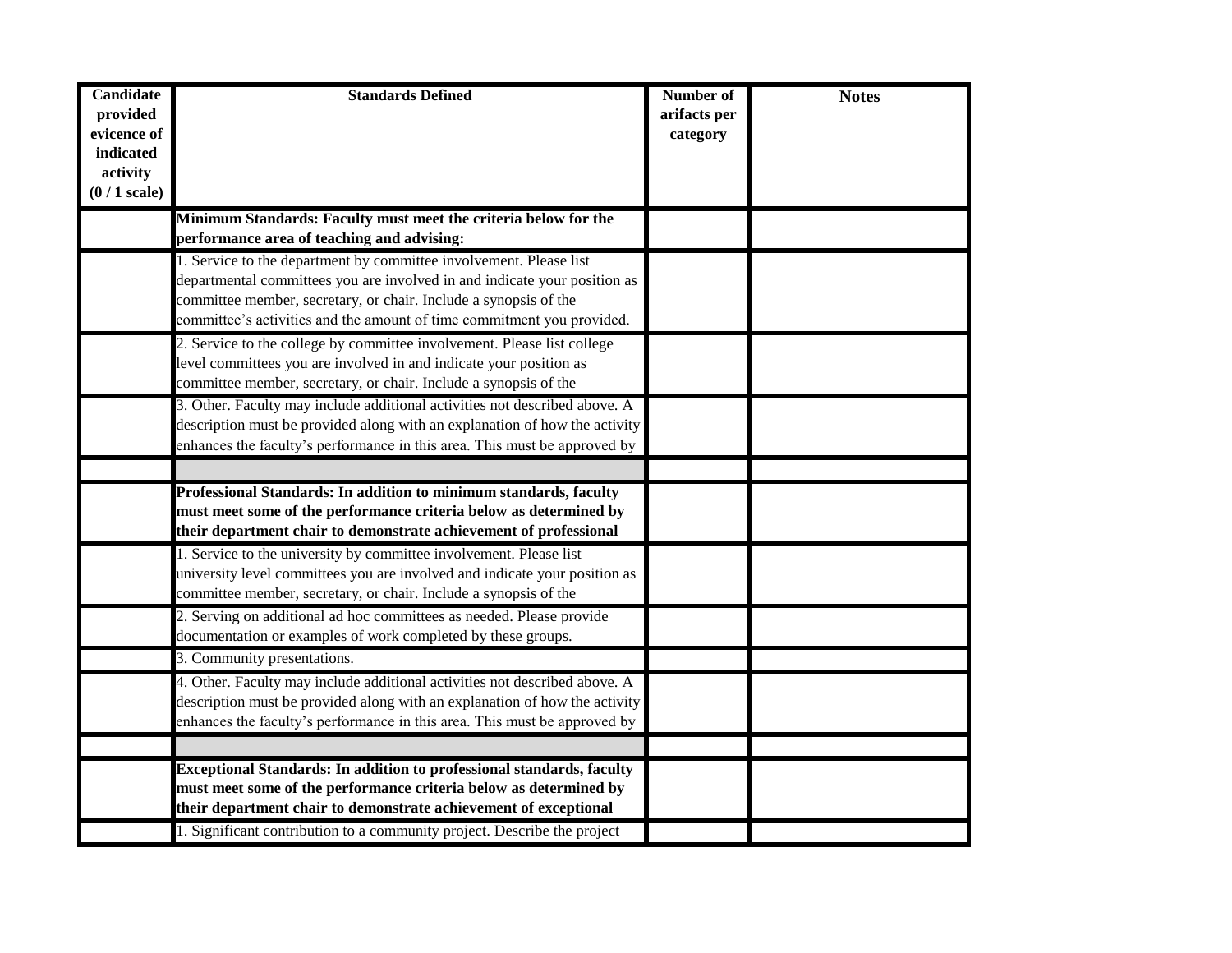| Candidate provided evicence of indicated activity (0 / 1 scale) | Standards Defined | Number of arifacts per category | Notes |
|---|---|---|---|
| | **Minimum Standards: Faculty must meet the criteria below for the performance area of teaching and advising:** | | |
| | 1. Service to the department by committee involvement. Please list departmental committees you are involved in and indicate your position as committee member, secretary, or chair. Include a synopsis of the committee's activities and the amount of time commitment you provided. | | |
| | 2. Service to the college by committee involvement. Please list college level committees you are involved in and indicate your position as committee member, secretary, or chair. Include a synopsis of the | | |
| | 3. Other. Faculty may include additional activities not described above. A description must be provided along with an explanation of how the activity enhances the faculty's performance in this area. This must be approved by | | |
| | | | |
| | **Professional Standards: In addition to minimum standards, faculty must meet some of the performance criteria below as determined by their department chair to demonstrate achievement of professional** | | |
| | 1. Service to the university by committee involvement. Please list university level committees you are involved and indicate your position as committee member, secretary, or chair. Include a synopsis of the | | |
| | 2. Serving on additional ad hoc committees as needed. Please provide documentation or examples of work completed by these groups. | | |
| | 3. Community presentations. | | |
| | 4. Other. Faculty may include additional activities not described above. A description must be provided along with an explanation of how the activity enhances the faculty's performance in this area. This must be approved by | | |
| | | | |
| | **Exceptional Standards: In addition to professional standards, faculty must meet some of the performance criteria below as determined by their department chair to demonstrate achievement of exceptional** | | |
| | 1. Significant contribution to a community project. Describe the project | | |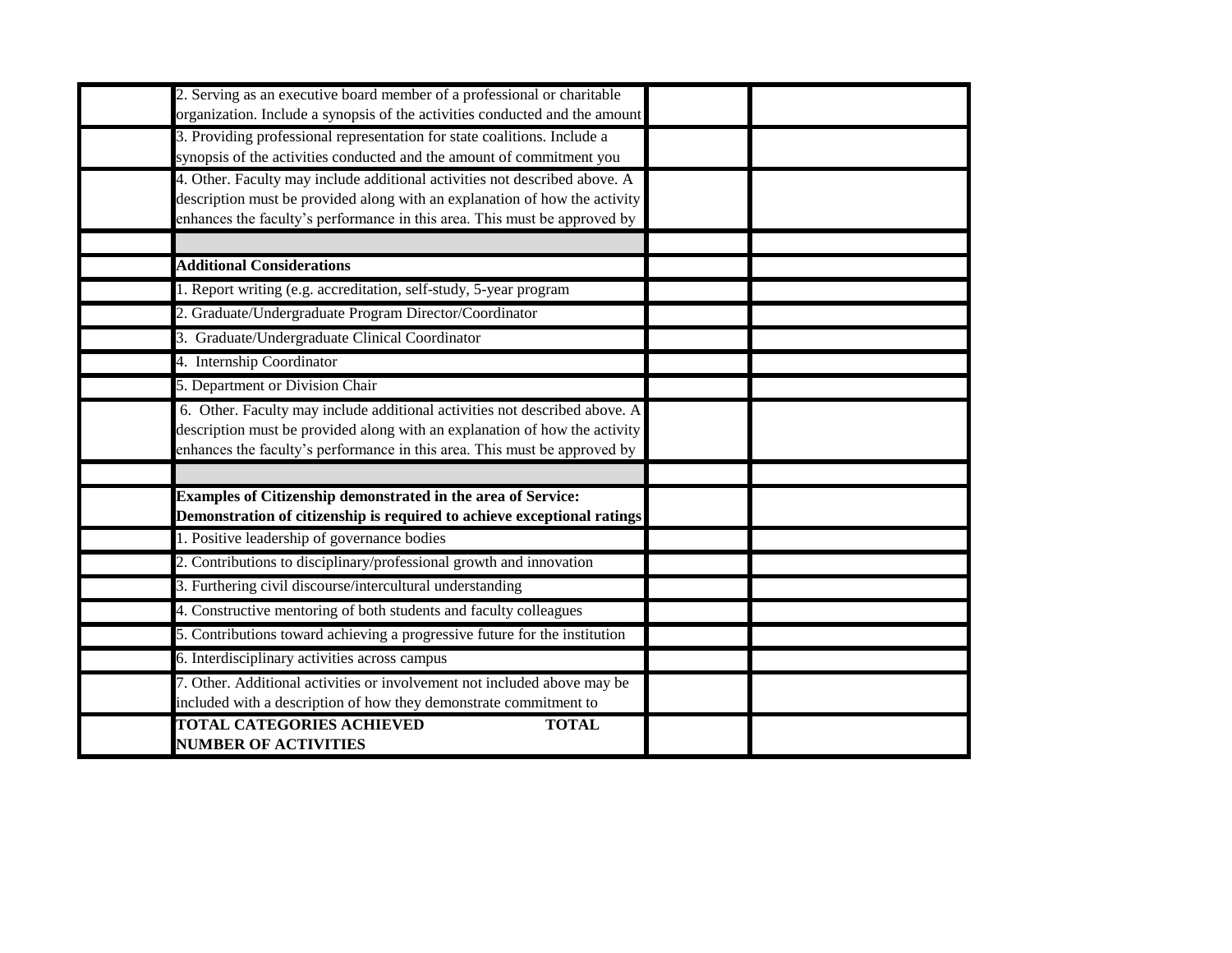| | | | |
|---|---|---|---|
| | 2. Serving as an executive board member of a professional or charitable organization. Include a synopsis of the activities conducted and the amount | | |
| | 3. Providing professional representation for state coalitions. Include a synopsis of the activities conducted and the amount of commitment you | | |
| | 4. Other. Faculty may include additional activities not described above. A description must be provided along with an explanation of how the activity enhances the faculty's performance in this area. This must be approved by | | |
| | | | |
| | **Additional Considerations** | | |
| | 1. Report writing (e.g. accreditation, self-study, 5-year program | | |
| | 2. Graduate/Undergraduate Program Director/Coordinator | | |
| | 3. Graduate/Undergraduate Clinical Coordinator | | |
| | 4. Internship Coordinator | | |
| | 5. Department or Division Chair | | |
| | 6. Other. Faculty may include additional activities not described above. A description must be provided along with an explanation of how the activity enhances the faculty's performance in this area. This must be approved by | | |
| | | | |
| | **Examples of Citizenship demonstrated in the area of Service: Demonstration of citizenship is required to achieve exceptional ratings** | | |
| | 1. Positive leadership of governance bodies | | |
| | 2. Contributions to disciplinary/professional growth and innovation | | |
| | 3. Furthering civil discourse/intercultural understanding | | |
| | 4. Constructive mentoring of both students and faculty colleagues | | |
| | 5. Contributions toward achieving a progressive future for the institution | | |
| | 6. Interdisciplinary activities across campus | | |
| | 7. Other. Additional activities or involvement not included above may be included with a description of how they demonstrate commitment to | | |
| | **TOTAL CATEGORIES ACHIEVED TOTAL NUMBER OF ACTIVITIES** | | |